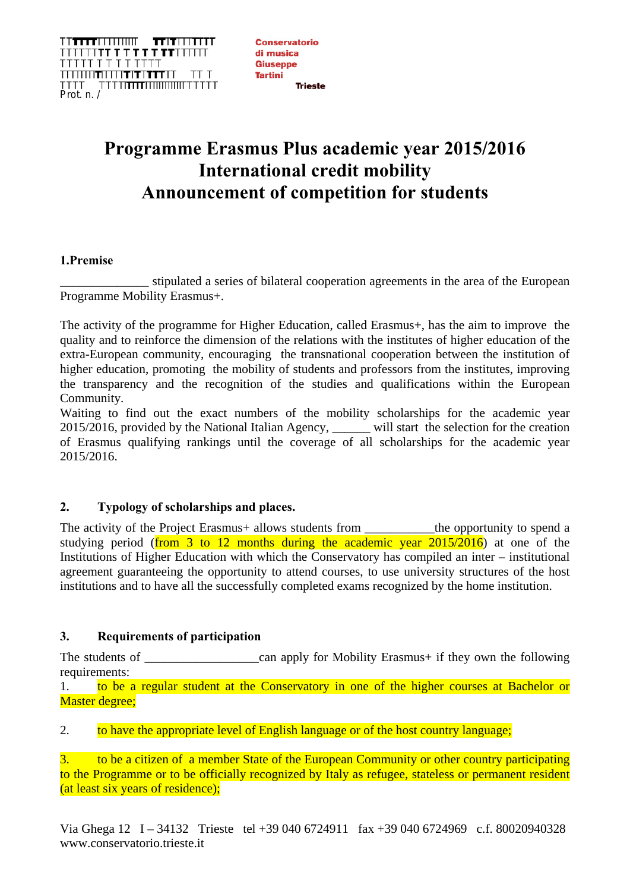Conservatorio di musica Giuseppe Tartini Trieste

Prot. n. /

# Programme Erasmus Plus academic year 2015/2016
# International credit mobility
# Announcement of competition for students

## 1.Premise

______________ stipulated a series of bilateral cooperation agreements in the area of the European Programme Mobility Erasmus+.

The activity of the programme for Higher Education, called Erasmus+, has the aim to improve the quality and to reinforce the dimension of the relations with the institutes of higher education of the extra-European community, encouraging the transnational cooperation between the institution of higher education, promoting the mobility of students and professors from the institutes, improving the transparency and the recognition of the studies and qualifications within the European Community.
Waiting to find out the exact numbers of the mobility scholarships for the academic year 2015/2016, provided by the National Italian Agency, ______ will start the selection for the creation of Erasmus qualifying rankings until the coverage of all scholarships for the academic year 2015/2016.

## 2. Typology of scholarships and places.

The activity of the Project Erasmus+ allows students from ___________the opportunity to spend a studying period (from 3 to 12 months during the academic year 2015/2016) at one of the Institutions of Higher Education with which the Conservatory has compiled an inter – institutional agreement guaranteeing the opportunity to attend courses, to use university structures of the host institutions and to have all the successfully completed exams recognized by the home institution.

## 3. Requirements of participation

The students of __________________can apply for Mobility Erasmus+ if they own the following requirements:

1. to be a regular student at the Conservatory in one of the higher courses at Bachelor or Master degree;

2. to have the appropriate level of English language or of the host country language;

3. to be a citizen of a member State of the European Community or other country participating to the Programme or to be officially recognized by Italy as refugee, stateless or permanent resident (at least six years of residence);

Via Ghega 12 I – 34132 Trieste tel +39 040 6724911 fax +39 040 6724969 c.f. 80020940328
www.conservatorio.trieste.it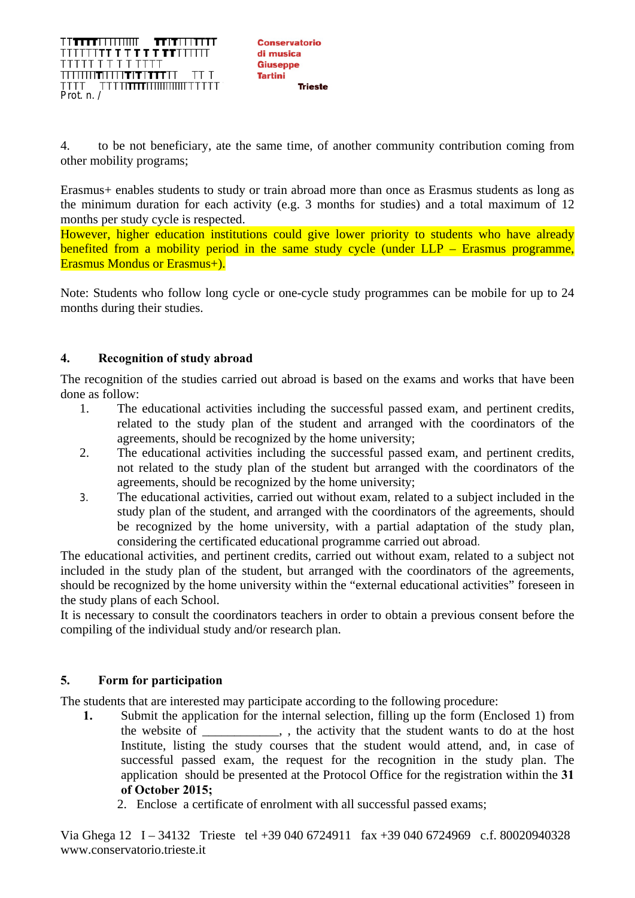4. to be not beneficiary, ate the same time, of another community contribution coming from other mobility programs;

Erasmus+ enables students to study or train abroad more than once as Erasmus students as long as the minimum duration for each activity (e.g. 3 months for studies) and a total maximum of 12 months per study cycle is respected.
However, higher education institutions could give lower priority to students who have already benefited from a mobility period in the same study cycle (under LLP – Erasmus programme, Erasmus Mondus or Erasmus+).

Note: Students who follow long cycle or one-cycle study programmes can be mobile for up to 24 months during their studies.

## 4. Recognition of study abroad

The recognition of the studies carried out abroad is based on the exams and works that have been done as follow:

1. The educational activities including the successful passed exam, and pertinent credits, related to the study plan of the student and arranged with the coordinators of the agreements, should be recognized by the home university;
2. The educational activities including the successful passed exam, and pertinent credits, not related to the study plan of the student but arranged with the coordinators of the agreements, should be recognized by the home university;
3. The educational activities, carried out without exam, related to a subject included in the study plan of the student, and arranged with the coordinators of the agreements, should be recognized by the home university, with a partial adaptation of the study plan, considering the certificated educational programme carried out abroad.

The educational activities, and pertinent credits, carried out without exam, related to a subject not included in the study plan of the student, but arranged with the coordinators of the agreements, should be recognized by the home university within the "external educational activities" foreseen in the study plans of each School.
It is necessary to consult the coordinators teachers in order to obtain a previous consent before the compiling of the individual study and/or research plan.

## 5. Form for participation

The students that are interested may participate according to the following procedure:

1. Submit the application for the internal selection, filling up the form (Enclosed 1) from the website of ____________, , the activity that the student wants to do at the host Institute, listing the study courses that the student would attend, and, in case of successful passed exam, the request for the recognition in the study plan. The application should be presented at the Protocol Office for the registration within the **31 of October 2015;**
2. Enclose a certificate of enrolment with all successful passed exams;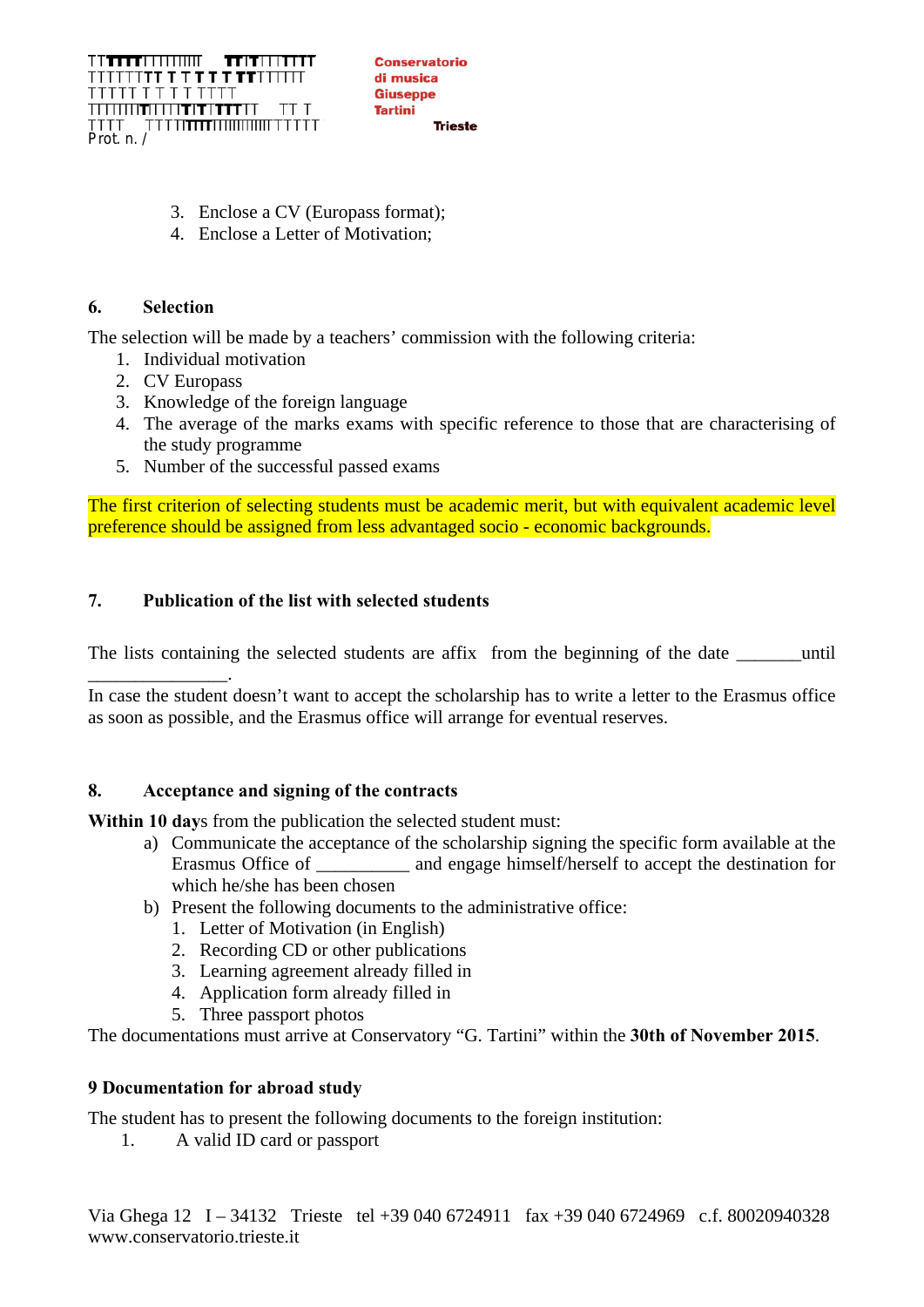Prot. n. /

3. Enclose a CV (Europass format);
4. Enclose a Letter of Motivation;

**6. Selection**

The selection will be made by a teachers' commission with the following criteria:

1. Individual motivation
2. CV Europass
3. Knowledge of the foreign language
4. The average of the marks exams with specific reference to those that are characterising of the study programme
5. Number of the successful passed exams

The first criterion of selecting students must be academic merit, but with equivalent academic level preference should be assigned from less advantaged socio - economic backgrounds.

**7. Publication of the list with selected students**

The lists containing the selected students are affix from the beginning of the date _______until _______________.

In case the student doesn't want to accept the scholarship has to write a letter to the Erasmus office as soon as possible, and the Erasmus office will arrange for eventual reserves.

**8. Acceptance and signing of the contracts**

**Within 10 day**s from the publication the selected student must:

a) Communicate the acceptance of the scholarship signing the specific form available at the Erasmus Office of __________ and engage himself/herself to accept the destination for which he/she has been chosen
b) Present the following documents to the administrative office:
   1. Letter of Motivation (in English)
   2. Recording CD or other publications
   3. Learning agreement already filled in
   4. Application form already filled in
   5. Three passport photos

The documentations must arrive at Conservatory "G. Tartini" within the **30th of November 2015**.

**9 Documentation for abroad study**

The student has to present the following documents to the foreign institution:

1. A valid ID card or passport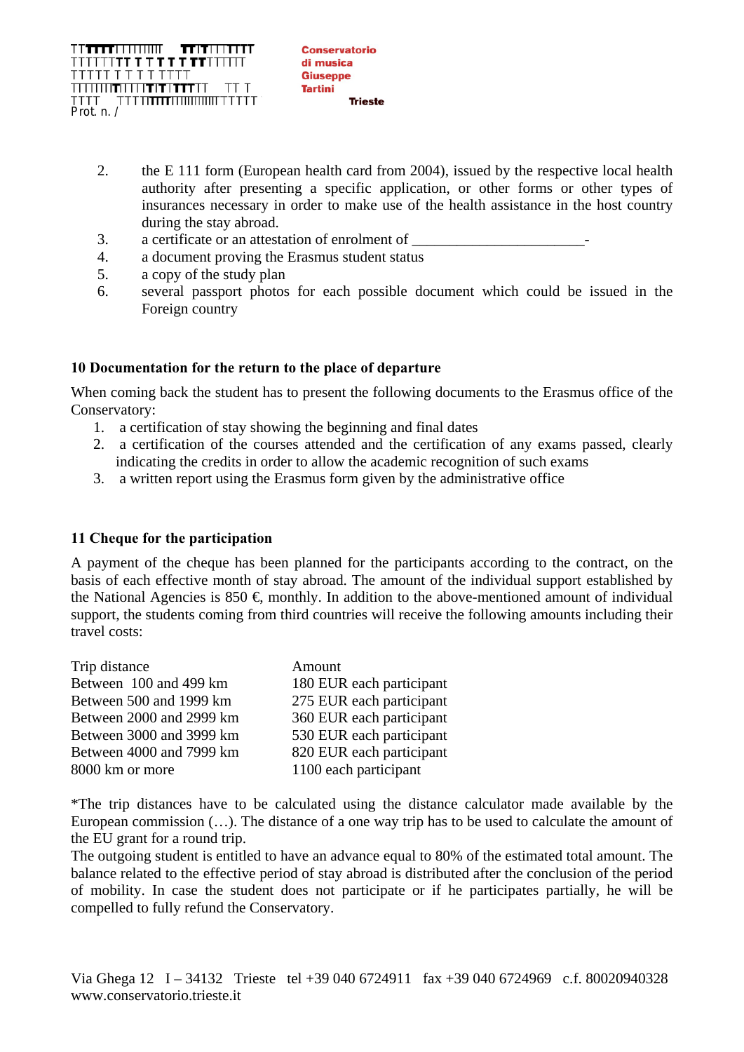2. the E 111 form (European health card from 2004), issued by the respective local health authority after presenting a specific application, or other forms or other types of insurances necessary in order to make use of the health assistance in the host country during the stay abroad.
3. a certificate or an attestation of enrolment of _______________________-
4. a document proving the Erasmus student status
5. a copy of the study plan
6. several passport photos for each possible document which could be issued in the Foreign country

**10 Documentation for the return to the place of departure**

When coming back the student has to present the following documents to the Erasmus office of the Conservatory:

1. a certification of stay showing the beginning and final dates
2. a certification of the courses attended and the certification of any exams passed, clearly indicating the credits in order to allow the academic recognition of such exams
3. a written report using the Erasmus form given by the administrative office

**11 Cheque for the participation**

A payment of the cheque has been planned for the participants according to the contract, on the basis of each effective month of stay abroad. The amount of the individual support established by the National Agencies is 850 €, monthly. In addition to the above-mentioned amount of individual support, the students coming from third countries will receive the following amounts including their travel costs:

| Trip distance | Amount |
| --- | --- |
| Between 100 and 499 km | 180 EUR each participant |
| Between 500 and 1999 km | 275 EUR each participant |
| Between 2000 and 2999 km | 360 EUR each participant |
| Between 3000 and 3999 km | 530 EUR each participant |
| Between 4000 and 7999 km | 820 EUR each participant |
| 8000 km or more | 1100 each participant |

*The trip distances have to be calculated using the distance calculator made available by the European commission (…). The distance of a one way trip has to be used to calculate the amount of the EU grant for a round trip.

The outgoing student is entitled to have an advance equal to 80% of the estimated total amount. The balance related to the effective period of stay abroad is distributed after the conclusion of the period of mobility. In case the student does not participate or if he participates partially, he will be compelled to fully refund the Conservatory.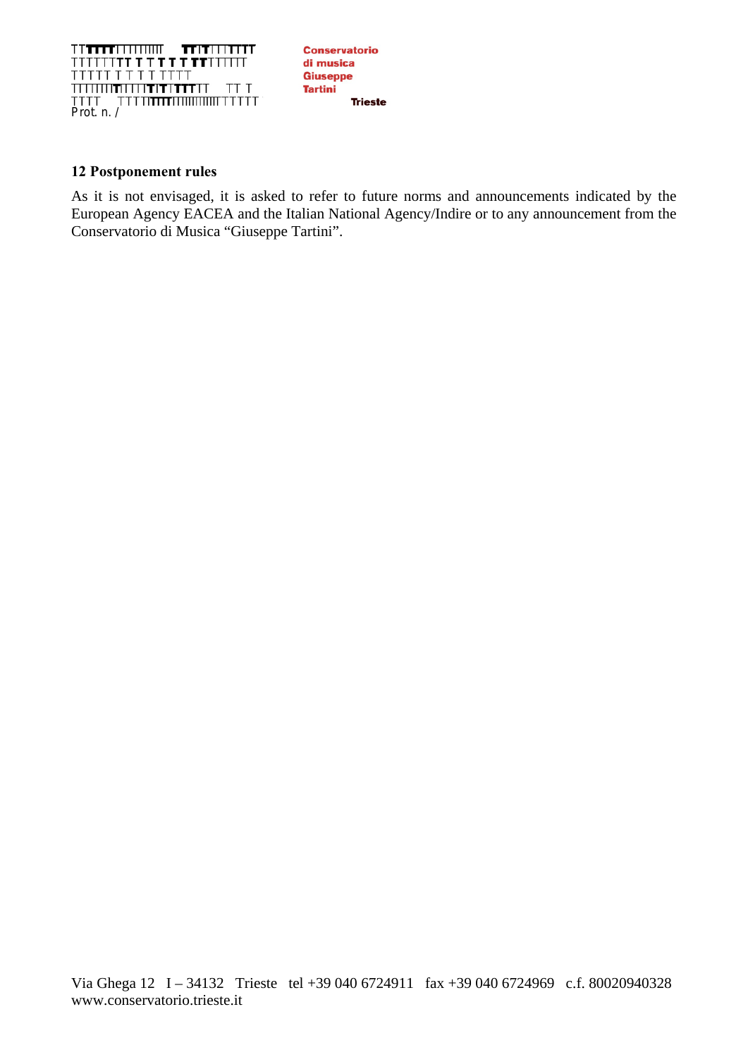## 12 Postponement rules

As it is not envisaged, it is asked to refer to future norms and announcements indicated by the European Agency EACEA and the Italian National Agency/Indire or to any announcement from the Conservatorio di Musica "Giuseppe Tartini".